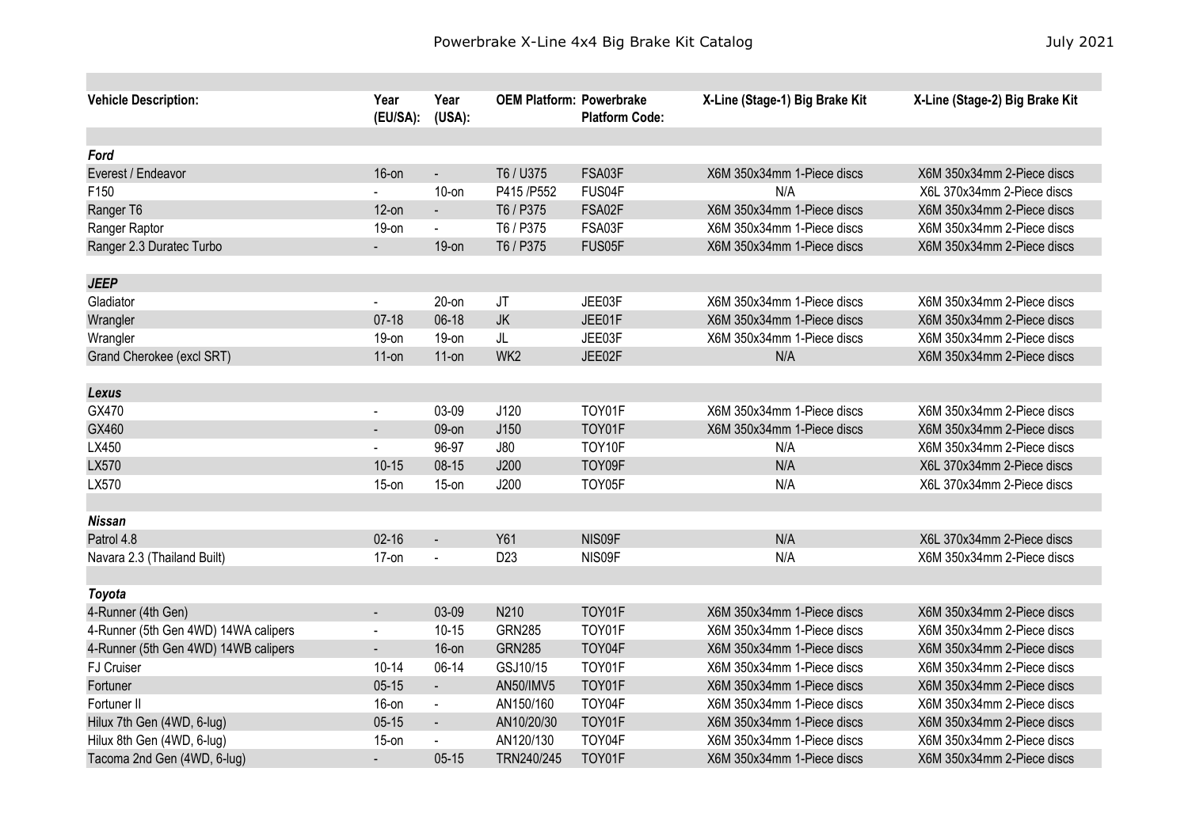# Powerbrake X-Line 4x4 Big Brake Kit Catalog

July 2021

| Vehicle Description: | Year (EU/SA): | Year (USA): | OEM Platform: | Powerbrake Platform Code: | X-Line (Stage-1) Big Brake Kit | X-Line (Stage-2) Big Brake Kit |
|---|---|---|---|---|---|---|
| ***Ford*** | | | | | | |
| Everest / Endeavor | 16-on | - | T6 / U375 | FSA03F | X6M 350x34mm 1-Piece discs | X6M 350x34mm 2-Piece discs |
| F150 | - | 10-on | P415 /P552 | FUS04F | N/A | X6L 370x34mm 2-Piece discs |
| Ranger T6 | 12-on | - | T6 / P375 | FSA02F | X6M 350x34mm 1-Piece discs | X6M 350x34mm 2-Piece discs |
| Ranger Raptor | 19-on | - | T6 / P375 | FSA03F | X6M 350x34mm 1-Piece discs | X6M 350x34mm 2-Piece discs |
| Ranger 2.3 Duratec Turbo | - | 19-on | T6 / P375 | FUS05F | X6M 350x34mm 1-Piece discs | X6M 350x34mm 2-Piece discs |
| ***JEEP*** | | | | | | |
| Gladiator | - | 20-on | JT | JEE03F | X6M 350x34mm 1-Piece discs | X6M 350x34mm 2-Piece discs |
| Wrangler | 07-18 | 06-18 | JK | JEE01F | X6M 350x34mm 1-Piece discs | X6M 350x34mm 2-Piece discs |
| Wrangler | 19-on | 19-on | JL | JEE03F | X6M 350x34mm 1-Piece discs | X6M 350x34mm 2-Piece discs |
| Grand Cherokee (excl SRT) | 11-on | 11-on | WK2 | JEE02F | N/A | X6M 350x34mm 2-Piece discs |
| ***Lexus*** | | | | | | |
| GX470 | - | 03-09 | J120 | TOY01F | X6M 350x34mm 1-Piece discs | X6M 350x34mm 2-Piece discs |
| GX460 | - | 09-on | J150 | TOY01F | X6M 350x34mm 1-Piece discs | X6M 350x34mm 2-Piece discs |
| LX450 | - | 96-97 | J80 | TOY10F | N/A | X6M 350x34mm 2-Piece discs |
| LX570 | 10-15 | 08-15 | J200 | TOY09F | N/A | X6L 370x34mm 2-Piece discs |
| LX570 | 15-on | 15-on | J200 | TOY05F | N/A | X6L 370x34mm 2-Piece discs |
| ***Nissan*** | | | | | | |
| Patrol 4.8 | 02-16 | - | Y61 | NIS09F | N/A | X6L 370x34mm 2-Piece discs |
| Navara 2.3 (Thailand Built) | 17-on | - | D23 | NIS09F | N/A | X6M 350x34mm 2-Piece discs |
| ***Toyota*** | | | | | | |
| 4-Runner (4th Gen) | - | 03-09 | N210 | TOY01F | X6M 350x34mm 1-Piece discs | X6M 350x34mm 2-Piece discs |
| 4-Runner (5th Gen 4WD) 14WA calipers | - | 10-15 | GRN285 | TOY01F | X6M 350x34mm 1-Piece discs | X6M 350x34mm 2-Piece discs |
| 4-Runner (5th Gen 4WD) 14WB calipers | - | 16-on | GRN285 | TOY04F | X6M 350x34mm 1-Piece discs | X6M 350x34mm 2-Piece discs |
| FJ Cruiser | 10-14 | 06-14 | GSJ10/15 | TOY01F | X6M 350x34mm 1-Piece discs | X6M 350x34mm 2-Piece discs |
| Fortuner | 05-15 | - | AN50/IMV5 | TOY01F | X6M 350x34mm 1-Piece discs | X6M 350x34mm 2-Piece discs |
| Fortuner II | 16-on | - | AN150/160 | TOY04F | X6M 350x34mm 1-Piece discs | X6M 350x34mm 2-Piece discs |
| Hilux 7th Gen (4WD, 6-lug) | 05-15 | - | AN10/20/30 | TOY01F | X6M 350x34mm 1-Piece discs | X6M 350x34mm 2-Piece discs |
| Hilux 8th Gen (4WD, 6-lug) | 15-on | - | AN120/130 | TOY04F | X6M 350x34mm 1-Piece discs | X6M 350x34mm 2-Piece discs |
| Tacoma 2nd Gen (4WD, 6-lug) | - | 05-15 | TRN240/245 | TOY01F | X6M 350x34mm 1-Piece discs | X6M 350x34mm 2-Piece discs |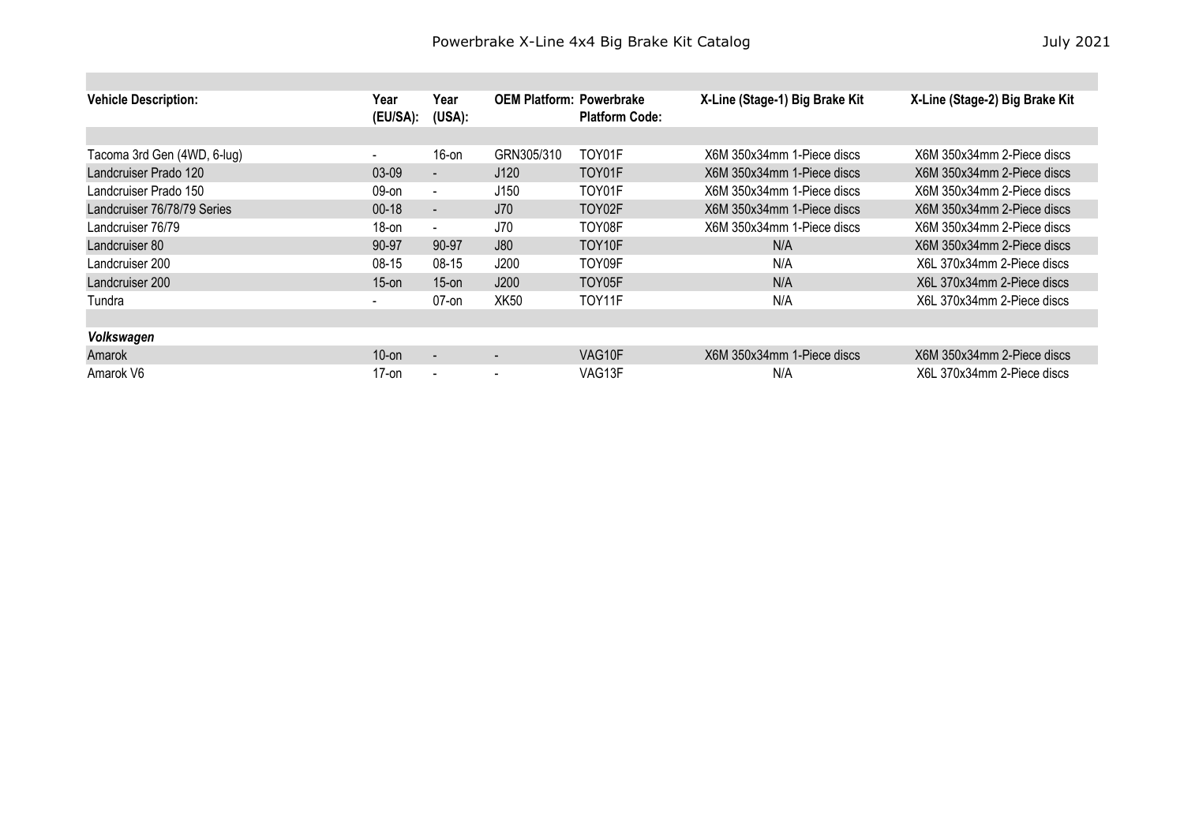| Vehicle Description: | Year (EU/SA): | Year (USA): | OEM Platform: | Powerbrake Platform Code: | X-Line (Stage-1) Big Brake Kit | X-Line (Stage-2) Big Brake Kit |
|---|---|---|---|---|---|---|
| | | | | | | |
| Tacoma 3rd Gen (4WD, 6-lug) | - | 16-on | GRN305/310 | TOY01F | X6M 350x34mm 1-Piece discs | X6M 350x34mm 2-Piece discs |
| Landcruiser Prado 120 | 03-09 | - | J120 | TOY01F | X6M 350x34mm 1-Piece discs | X6M 350x34mm 2-Piece discs |
| Landcruiser Prado 150 | 09-on | - | J150 | TOY01F | X6M 350x34mm 1-Piece discs | X6M 350x34mm 2-Piece discs |
| Landcruiser 76/78/79 Series | 00-18 | - | J70 | TOY02F | X6M 350x34mm 1-Piece discs | X6M 350x34mm 2-Piece discs |
| Landcruiser 76/79 | 18-on | - | J70 | TOY08F | X6M 350x34mm 1-Piece discs | X6M 350x34mm 2-Piece discs |
| Landcruiser 80 | 90-97 | 90-97 | J80 | TOY10F | N/A | X6M 350x34mm 2-Piece discs |
| Landcruiser 200 | 08-15 | 08-15 | J200 | TOY09F | N/A | X6L 370x34mm 2-Piece discs |
| Landcruiser 200 | 15-on | 15-on | J200 | TOY05F | N/A | X6L 370x34mm 2-Piece discs |
| Tundra | - | 07-on | XK50 | TOY11F | N/A | X6L 370x34mm 2-Piece discs |
| | | | | | | |
| ***Volkswagen*** | | | | | | |
| Amarok | 10-on | - | - | VAG10F | X6M 350x34mm 1-Piece discs | X6M 350x34mm 2-Piece discs |
| Amarok V6 | 17-on | - | - | VAG13F | N/A | X6L 370x34mm 2-Piece discs |